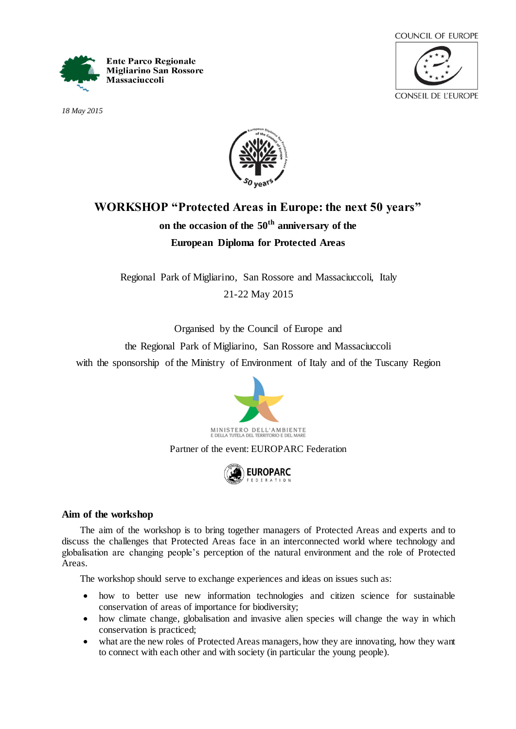Ente Parco Regionale
Migliarino San Rossore
Massaciuccoli

COUNCIL OF EUROPE
CONSEIL DE L'EUROPE

*18 May 2015*

# WORKSHOP "Protected Areas in Europe: the next 50 years"

## on the occasion of the 50th anniversary of the European Diploma for Protected Areas

Regional Park of Migliarino, San Rossore and Massaciuccoli, Italy

21-22 May 2015

Organised by the Council of Europe and
the Regional Park of Migliarino, San Rossore and Massaciuccoli
with the sponsorship of the Ministry of Environment of Italy and of the Tuscany Region

MINISTERO DELL'AMBIENTE
E DELLA TUTELA DEL TERRITORIO E DEL MARE

Partner of the event: EUROPARC Federation

EUROPARC FEDERATION

### Aim of the workshop

The aim of the workshop is to bring together managers of Protected Areas and experts and to discuss the challenges that Protected Areas face in an interconnected world where technology and globalisation are changing people's perception of the natural environment and the role of Protected Areas.

The workshop should serve to exchange experiences and ideas on issues such as:

- how to better use new information technologies and citizen science for sustainable conservation of areas of importance for biodiversity;
- how climate change, globalisation and invasive alien species will change the way in which conservation is practiced;
- what are the new roles of Protected Areas managers, how they are innovating, how they want to connect with each other and with society (in particular the young people).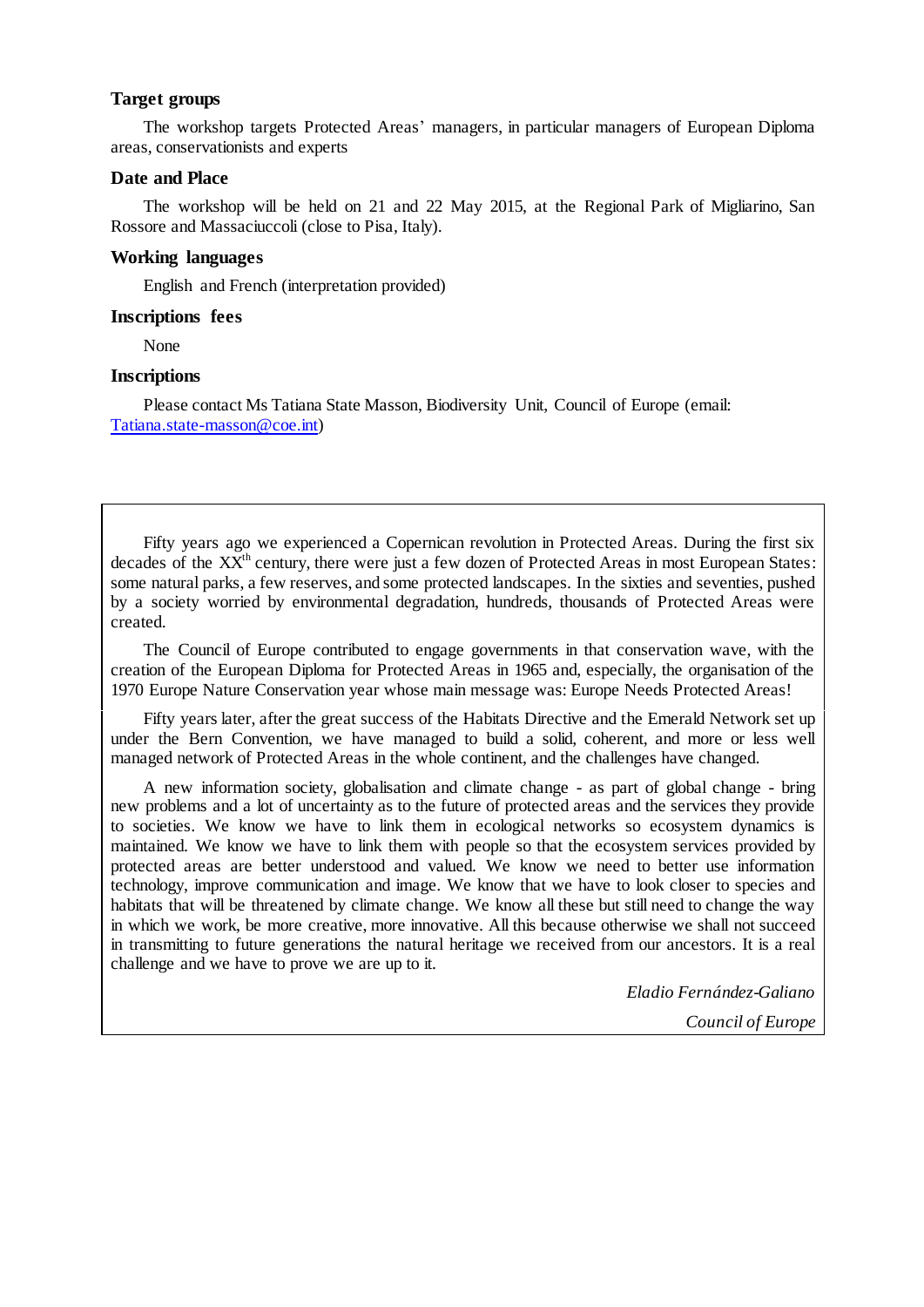### Target groups

The workshop targets Protected Areas' managers, in particular managers of European Diploma areas, conservationists and experts

### Date and Place

The workshop will be held on 21 and 22 May 2015, at the Regional Park of Migliarino, San Rossore and Massaciuccoli (close to Pisa, Italy).

### Working languages

English and French (interpretation provided)

### Inscriptions fees

None

### Inscriptions

Please contact Ms Tatiana State Masson, Biodiversity Unit, Council of Europe (email: [Tatiana.state-masson@coe.int](mailto:Tatiana.state-masson@coe.int))

---

Fifty years ago we experienced a Copernican revolution in Protected Areas. During the first six decades of the XX[th] century, there were just a few dozen of Protected Areas in most European States: some natural parks, a few reserves, and some protected landscapes. In the sixties and seventies, pushed by a society worried by environmental degradation, hundreds, thousands of Protected Areas were created.

The Council of Europe contributed to engage governments in that conservation wave, with the creation of the European Diploma for Protected Areas in 1965 and, especially, the organisation of the 1970 Europe Nature Conservation year whose main message was: Europe Needs Protected Areas!

Fifty years later, after the great success of the Habitats Directive and the Emerald Network set up under the Bern Convention, we have managed to build a solid, coherent, and more or less well managed network of Protected Areas in the whole continent, and the challenges have changed.

A new information society, globalisation and climate change - as part of global change - bring new problems and a lot of uncertainty as to the future of protected areas and the services they provide to societies. We know we have to link them in ecological networks so ecosystem dynamics is maintained. We know we have to link them with people so that the ecosystem services provided by protected areas are better understood and valued. We know we need to better use information technology, improve communication and image. We know that we have to look closer to species and habitats that will be threatened by climate change. We know all these but still need to change the way in which we work, be more creative, more innovative. All this because otherwise we shall not succeed in transmitting to future generations the natural heritage we received from our ancestors. It is a real challenge and we have to prove we are up to it.

*Eladio Fernández-Galiano*

*Council of Europe*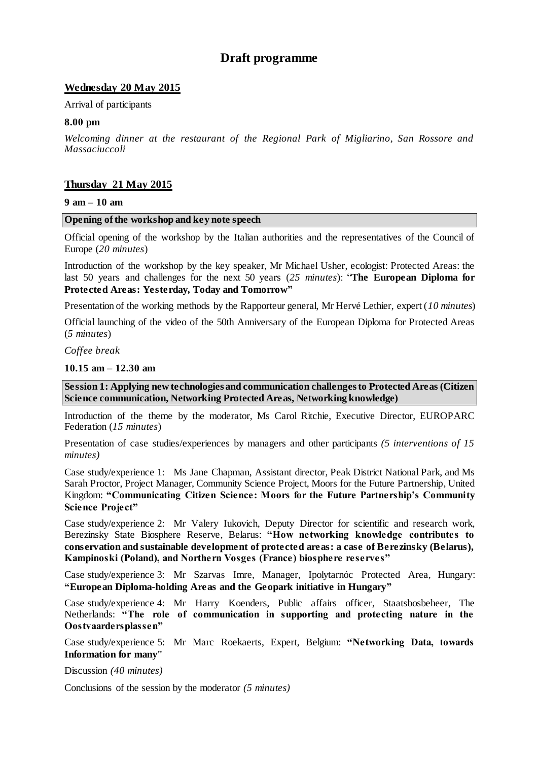# Draft programme

## Wednesday 20 May 2015

Arrival of participants

**8.00 pm**

*Welcoming dinner at the restaurant of the Regional Park of Migliarino, San Rossore and Massaciuccoli*

## Thursday 21 May 2015

**9 am – 10 am**

**Opening of the workshop and key note speech**

Official opening of the workshop by the Italian authorities and the representatives of the Council of Europe (*20 minutes*)

Introduction of the workshop by the key speaker, Mr Michael Usher, ecologist: Protected Areas: the last 50 years and challenges for the next 50 years (*25 minutes*): "**The European Diploma for Protected Areas: Yesterday, Today and Tomorrow"**

Presentation of the working methods by the Rapporteur general, Mr Hervé Lethier, expert (*10 minutes*)

Official launching of the video of the 50th Anniversary of the European Diploma for Protected Areas (*5 minutes*)

*Coffee break*

**10.15 am – 12.30 am**

**Session 1: Applying new technologies and communication challenges to Protected Areas (Citizen Science communication, Networking Protected Areas, Networking knowledge)**

Introduction of the theme by the moderator, Ms Carol Ritchie, Executive Director, EUROPARC Federation (*15 minutes*)

Presentation of case studies/experiences by managers and other participants *(5 interventions of 15 minutes)*

Case study/experience 1: Ms Jane Chapman, Assistant director, Peak District National Park, and Ms Sarah Proctor, Project Manager, Community Science Project, Moors for the Future Partnership, United Kingdom: **"Communicating Citizen Science: Moors for the Future Partnership's Community Science Project"**

Case study/experience 2: Mr Valery Iukovich, Deputy Director for scientific and research work, Berezinsky State Biosphere Reserve, Belarus: **"How networking knowledge contributes to conservation and sustainable development of protected areas: a case of Berezinsky (Belarus), Kampinoski (Poland), and Northern Vosges (France) biosphere reserves"**

Case study/experience 3: Mr Szarvas Imre, Manager, Ipolytarnóc Protected Area, Hungary: **"European Diploma-holding Areas and the Geopark initiative in Hungary"**

Case study/experience 4: Mr Harry Koenders, Public affairs officer, Staatsbosbeheer, The Netherlands: **"The role of communication in supporting and protecting nature in the Oostvaardersplassen"**

Case study/experience 5: Mr Marc Roekaerts, Expert, Belgium: **"Networking Data, towards Information for many"**

Discussion *(40 minutes)*

Conclusions of the session by the moderator *(5 minutes)*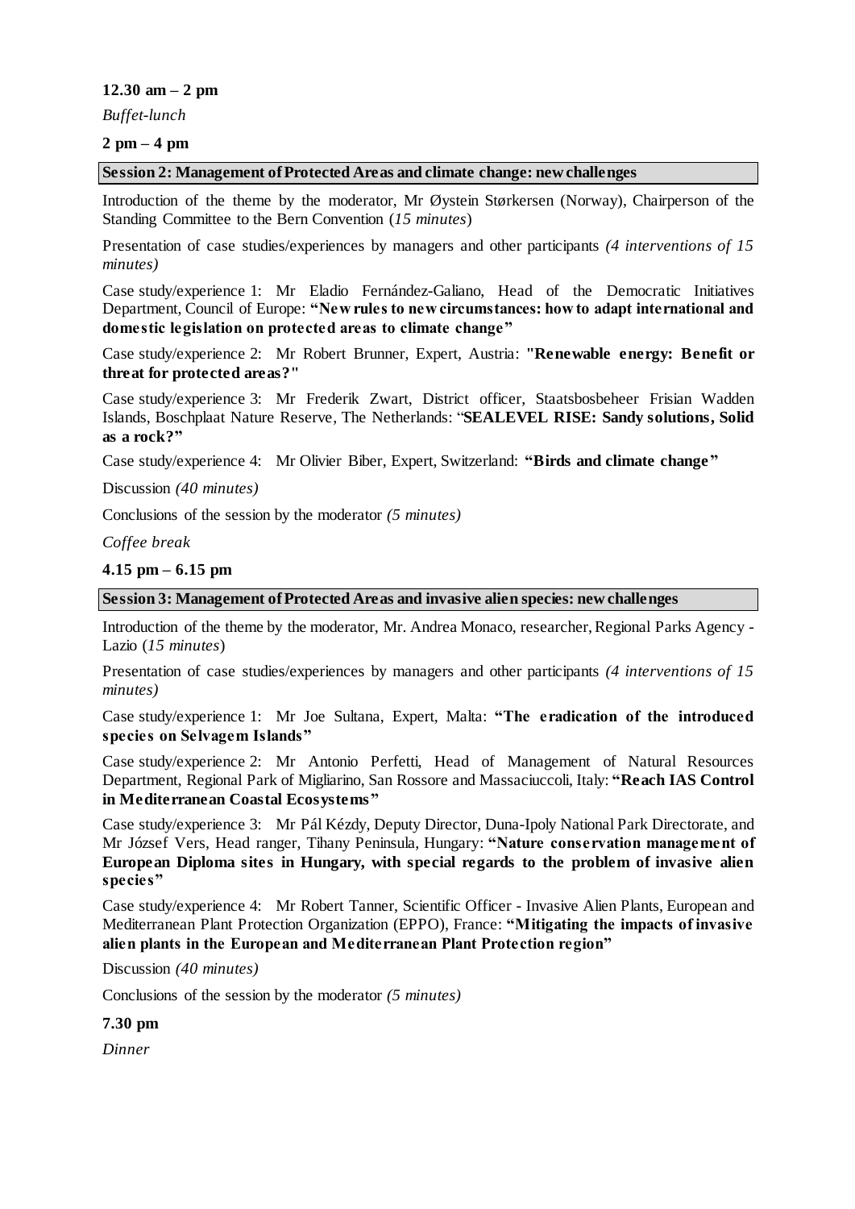**12.30 am – 2 pm**

*Buffet-lunch*

**2 pm – 4 pm**

**Session 2: Management of Protected Areas and climate change: new challenges**

Introduction of the theme by the moderator, Mr Øystein Størkersen (Norway), Chairperson of the Standing Committee to the Bern Convention (*15 minutes*)

Presentation of case studies/experiences by managers and other participants *(4 interventions of 15 minutes)*

Case study/experience 1: Mr Eladio Fernández-Galiano, Head of the Democratic Initiatives Department, Council of Europe: **"New rules to new circumstances: how to adapt international and domestic legislation on protected areas to climate change"**

Case study/experience 2: Mr Robert Brunner, Expert, Austria: **"Renewable energy: Benefit or threat for protected areas?"**

Case study/experience 3: Mr Frederik Zwart, District officer, Staatsbosbeheer Frisian Wadden Islands, Boschplaat Nature Reserve, The Netherlands: "**SEALEVEL RISE: Sandy solutions, Solid as a rock?"**

Case study/experience 4: Mr Olivier Biber, Expert, Switzerland: **"Birds and climate change"**

Discussion *(40 minutes)*

Conclusions of the session by the moderator *(5 minutes)*

*Coffee break*

**4.15 pm – 6.15 pm**

**Session 3: Management of Protected Areas and invasive alien species: new challenges**

Introduction of the theme by the moderator, Mr. Andrea Monaco, researcher, Regional Parks Agency - Lazio (*15 minutes*)

Presentation of case studies/experiences by managers and other participants *(4 interventions of 15 minutes)*

Case study/experience 1: Mr Joe Sultana, Expert, Malta: **"The eradication of the introduced species on Selvagem Islands"**

Case study/experience 2: Mr Antonio Perfetti, Head of Management of Natural Resources Department, Regional Park of Migliarino, San Rossore and Massaciuccoli, Italy: **"Reach IAS Control in Mediterranean Coastal Ecosystems"**

Case study/experience 3: Mr Pál Kézdy, Deputy Director, Duna-Ipoly National Park Directorate, and Mr József Vers, Head ranger, Tihany Peninsula, Hungary: **"Nature conservation management of European Diploma sites in Hungary, with special regards to the problem of invasive alien species"**

Case study/experience 4: Mr Robert Tanner, Scientific Officer - Invasive Alien Plants, European and Mediterranean Plant Protection Organization (EPPO), France: **"Mitigating the impacts of invasive alien plants in the European and Mediterranean Plant Protection region"**

Discussion *(40 minutes)*

Conclusions of the session by the moderator *(5 minutes)*

**7.30 pm**

*Dinner*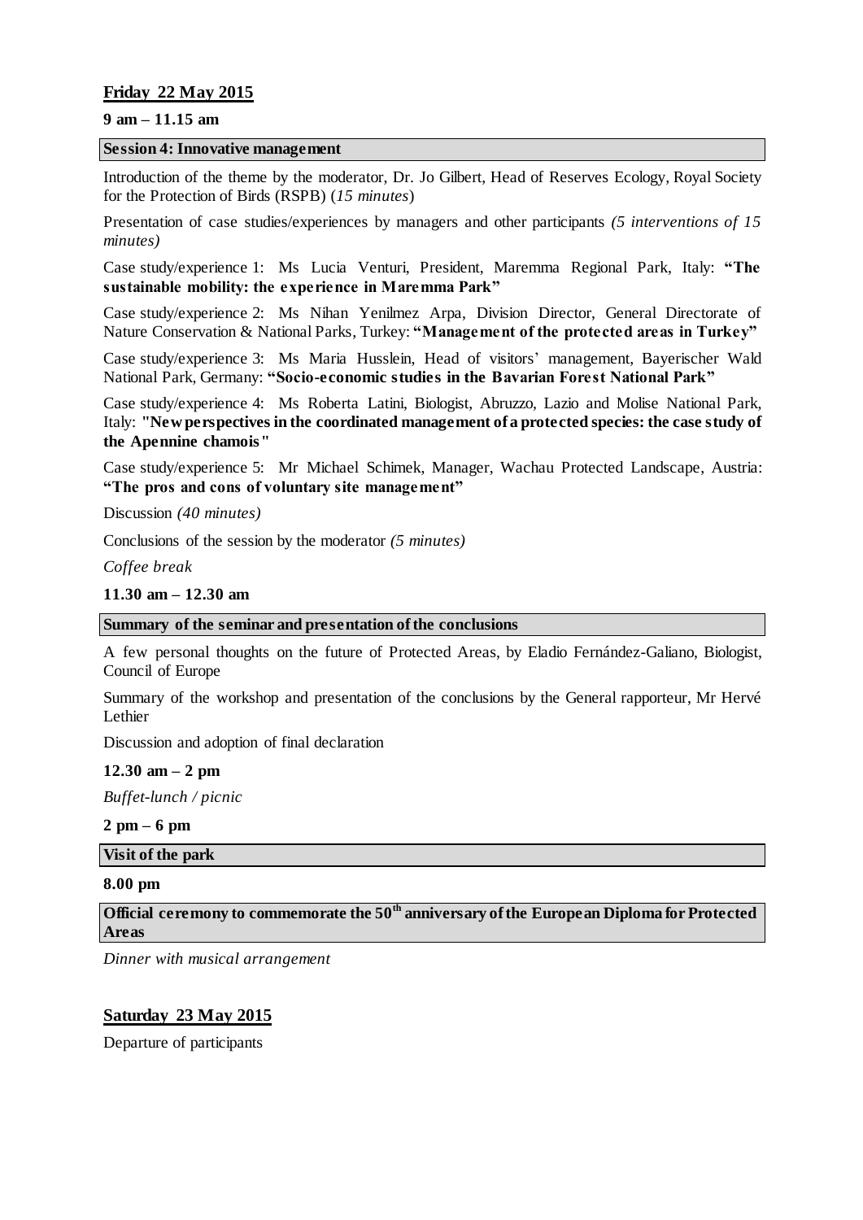## Friday 22 May 2015

**9 am – 11.15 am**

**Session 4: Innovative management**

Introduction of the theme by the moderator, Dr. Jo Gilbert, Head of Reserves Ecology, Royal Society for the Protection of Birds (RSPB) (*15 minutes*)

Presentation of case studies/experiences by managers and other participants *(5 interventions of 15 minutes)*

Case study/experience 1: Ms Lucia Venturi, President, Maremma Regional Park, Italy: **"The sustainable mobility: the experience in Maremma Park"**

Case study/experience 2: Ms Nihan Yenilmez Arpa, Division Director, General Directorate of Nature Conservation & National Parks, Turkey: **"Management of the protected areas in Turkey"**

Case study/experience 3: Ms Maria Husslein, Head of visitors' management, Bayerischer Wald National Park, Germany: **"Socio-economic studies in the Bavarian Forest National Park"**

Case study/experience 4: Ms Roberta Latini, Biologist, Abruzzo, Lazio and Molise National Park, Italy: **"New perspectives in the coordinated management of a protected species: the case study of the Apennine chamois"**

Case study/experience 5: Mr Michael Schimek, Manager, Wachau Protected Landscape, Austria: **"The pros and cons of voluntary site management"**

Discussion *(40 minutes)*

Conclusions of the session by the moderator *(5 minutes)*

*Coffee break*

**11.30 am – 12.30 am**

**Summary of the seminar and presentation of the conclusions**

A few personal thoughts on the future of Protected Areas, by Eladio Fernández-Galiano, Biologist, Council of Europe

Summary of the workshop and presentation of the conclusions by the General rapporteur, Mr Hervé Lethier

Discussion and adoption of final declaration

**12.30 am – 2 pm**

*Buffet-lunch / picnic*

**2 pm – 6 pm**

**Visit of the park**

**8.00 pm**

**Official ceremony to commemorate the 50th anniversary of the European Diploma for Protected Areas**

*Dinner with musical arrangement*

## Saturday 23 May 2015

Departure of participants